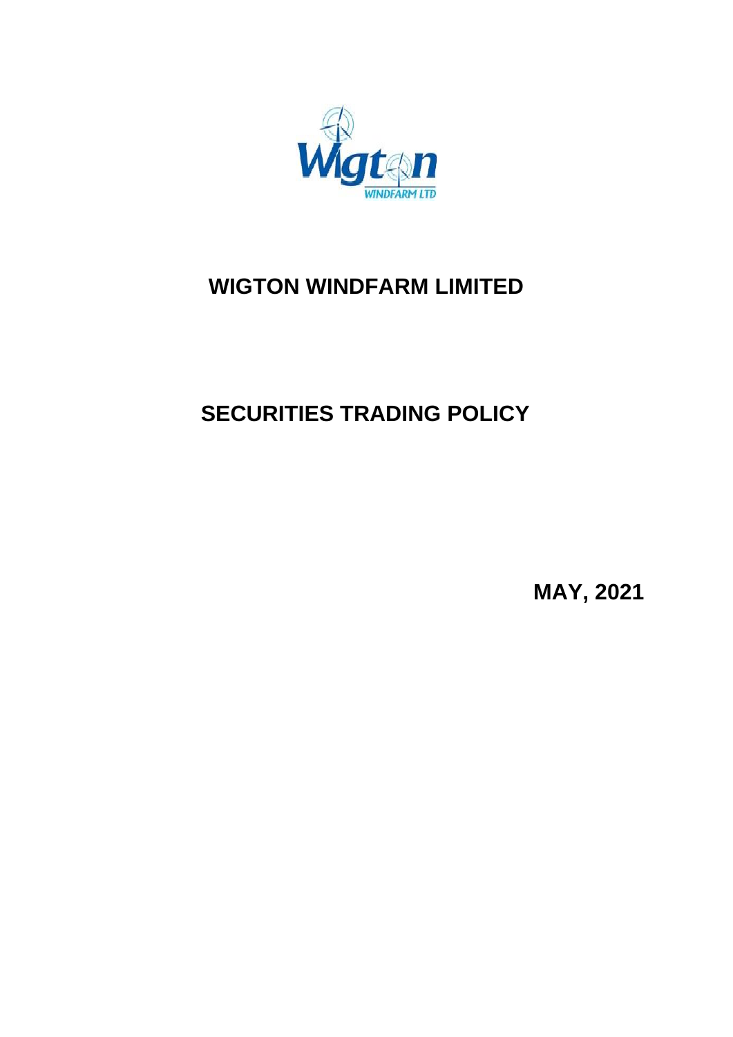# WIGTON WINDFARM LIMITED

# SECURITIES TRADING POLICY

**MAY, 2021**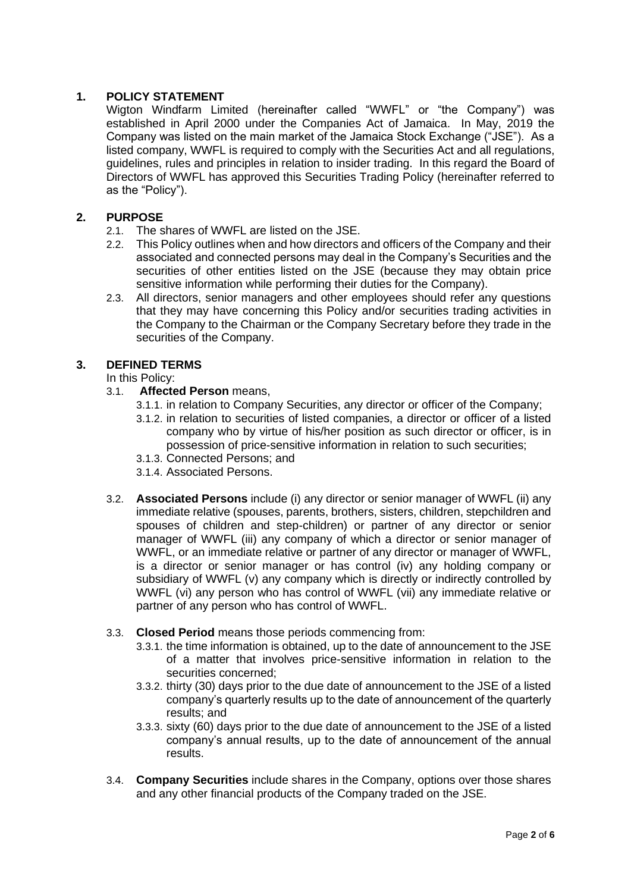## 1. POLICY STATEMENT

Wigton Windfarm Limited (hereinafter called "WWFL" or "the Company") was established in April 2000 under the Companies Act of Jamaica. In May, 2019 the Company was listed on the main market of the Jamaica Stock Exchange ("JSE"). As a listed company, WWFL is required to comply with the Securities Act and all regulations, guidelines, rules and principles in relation to insider trading. In this regard the Board of Directors of WWFL has approved this Securities Trading Policy (hereinafter referred to as the "Policy").

## 2. PURPOSE

2.1. The shares of WWFL are listed on the JSE.

2.2. This Policy outlines when and how directors and officers of the Company and their associated and connected persons may deal in the Company's Securities and the securities of other entities listed on the JSE (because they may obtain price sensitive information while performing their duties for the Company).

2.3. All directors, senior managers and other employees should refer any questions that they may have concerning this Policy and/or securities trading activities in the Company to the Chairman or the Company Secretary before they trade in the securities of the Company.

## 3. DEFINED TERMS

In this Policy:

3.1. **Affected Person** means,

3.1.1. in relation to Company Securities, any director or officer of the Company;

3.1.2. in relation to securities of listed companies, a director or officer of a listed company who by virtue of his/her position as such director or officer, is in possession of price-sensitive information in relation to such securities;

3.1.3. Connected Persons; and

3.1.4. Associated Persons.

3.2. **Associated Persons** include (i) any director or senior manager of WWFL (ii) any immediate relative (spouses, parents, brothers, sisters, children, stepchildren and spouses of children and step-children) or partner of any director or senior manager of WWFL (iii) any company of which a director or senior manager of WWFL, or an immediate relative or partner of any director or manager of WWFL, is a director or senior manager or has control (iv) any holding company or subsidiary of WWFL (v) any company which is directly or indirectly controlled by WWFL (vi) any person who has control of WWFL (vii) any immediate relative or partner of any person who has control of WWFL.

3.3. **Closed Period** means those periods commencing from:

3.3.1. the time information is obtained, up to the date of announcement to the JSE of a matter that involves price-sensitive information in relation to the securities concerned;

3.3.2. thirty (30) days prior to the due date of announcement to the JSE of a listed company's quarterly results up to the date of announcement of the quarterly results; and

3.3.3. sixty (60) days prior to the due date of announcement to the JSE of a listed company's annual results, up to the date of announcement of the annual results.

3.4. **Company Securities** include shares in the Company, options over those shares and any other financial products of the Company traded on the JSE.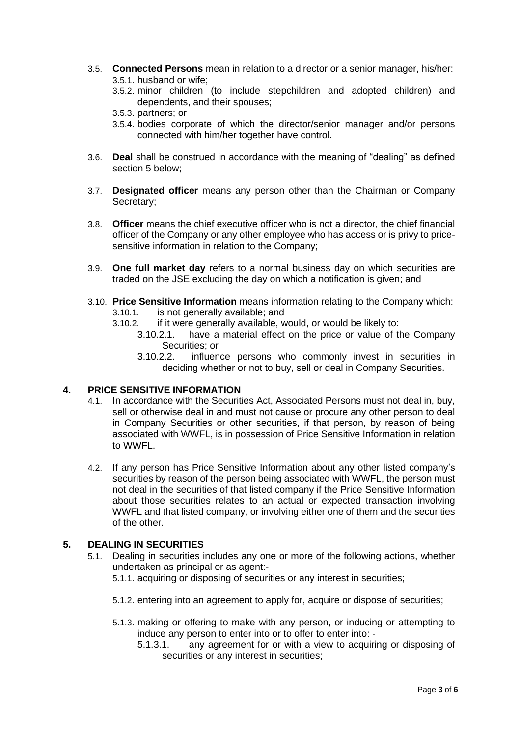3.5. **Connected Persons** mean in relation to a director or a senior manager, his/her:

3.5.1. husband or wife;

3.5.2. minor children (to include stepchildren and adopted children) and dependents, and their spouses;

3.5.3. partners; or

3.5.4. bodies corporate of which the director/senior manager and/or persons connected with him/her together have control.

3.6. **Deal** shall be construed in accordance with the meaning of "dealing" as defined section 5 below;

3.7. **Designated officer** means any person other than the Chairman or Company Secretary;

3.8. **Officer** means the chief executive officer who is not a director, the chief financial officer of the Company or any other employee who has access or is privy to price-sensitive information in relation to the Company;

3.9. **One full market day** refers to a normal business day on which securities are traded on the JSE excluding the day on which a notification is given; and

3.10. **Price Sensitive Information** means information relating to the Company which:

3.10.1. is not generally available; and

3.10.2. if it were generally available, would, or would be likely to:

3.10.2.1. have a material effect on the price or value of the Company Securities; or

3.10.2.2. influence persons who commonly invest in securities in deciding whether or not to buy, sell or deal in Company Securities.

## 4. PRICE SENSITIVE INFORMATION

4.1. In accordance with the Securities Act, Associated Persons must not deal in, buy, sell or otherwise deal in and must not cause or procure any other person to deal in Company Securities or other securities, if that person, by reason of being associated with WWFL, is in possession of Price Sensitive Information in relation to WWFL.

4.2. If any person has Price Sensitive Information about any other listed company's securities by reason of the person being associated with WWFL, the person must not deal in the securities of that listed company if the Price Sensitive Information about those securities relates to an actual or expected transaction involving WWFL and that listed company, or involving either one of them and the securities of the other.

## 5. DEALING IN SECURITIES

5.1. Dealing in securities includes any one or more of the following actions, whether undertaken as principal or as agent:-

5.1.1. acquiring or disposing of securities or any interest in securities;

5.1.2. entering into an agreement to apply for, acquire or dispose of securities;

5.1.3. making or offering to make with any person, or inducing or attempting to induce any person to enter into or to offer to enter into: -

5.1.3.1. any agreement for or with a view to acquiring or disposing of securities or any interest in securities;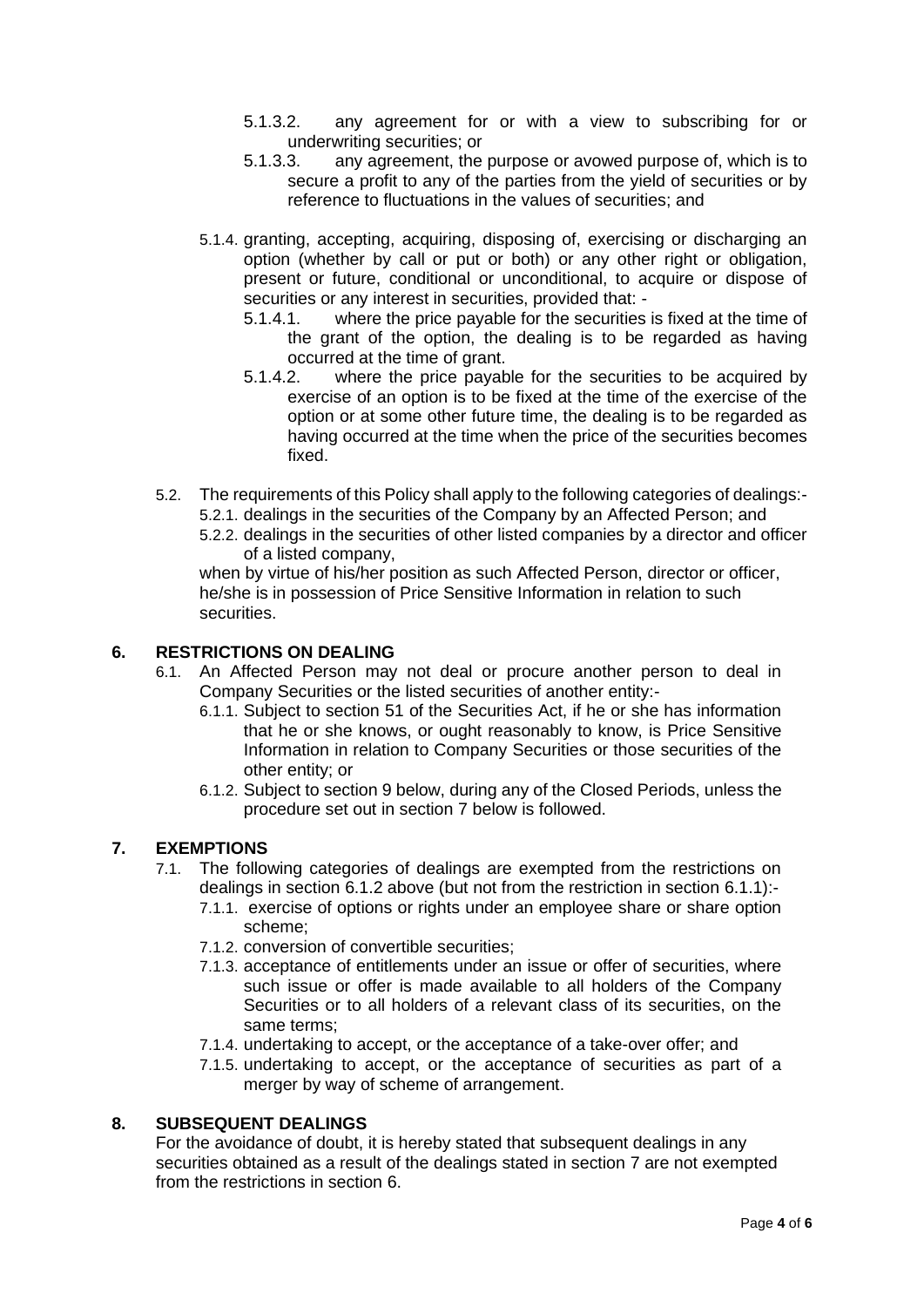5.1.3.2. any agreement for or with a view to subscribing for or underwriting securities; or

5.1.3.3. any agreement, the purpose or avowed purpose of, which is to secure a profit to any of the parties from the yield of securities or by reference to fluctuations in the values of securities; and

5.1.4. granting, accepting, acquiring, disposing of, exercising or discharging an option (whether by call or put or both) or any other right or obligation, present or future, conditional or unconditional, to acquire or dispose of securities or any interest in securities, provided that: -

5.1.4.1. where the price payable for the securities is fixed at the time of the grant of the option, the dealing is to be regarded as having occurred at the time of grant.

5.1.4.2. where the price payable for the securities to be acquired by exercise of an option is to be fixed at the time of the exercise of the option or at some other future time, the dealing is to be regarded as having occurred at the time when the price of the securities becomes fixed.

5.2. The requirements of this Policy shall apply to the following categories of dealings:-

5.2.1. dealings in the securities of the Company by an Affected Person; and

5.2.2. dealings in the securities of other listed companies by a director and officer of a listed company,

when by virtue of his/her position as such Affected Person, director or officer, he/she is in possession of Price Sensitive Information in relation to such securities.

## 6. RESTRICTIONS ON DEALING

6.1. An Affected Person may not deal or procure another person to deal in Company Securities or the listed securities of another entity:-

6.1.1. Subject to section 51 of the Securities Act, if he or she has information that he or she knows, or ought reasonably to know, is Price Sensitive Information in relation to Company Securities or those securities of the other entity; or

6.1.2. Subject to section 9 below, during any of the Closed Periods, unless the procedure set out in section 7 below is followed.

## 7. EXEMPTIONS

7.1. The following categories of dealings are exempted from the restrictions on dealings in section 6.1.2 above (but not from the restriction in section 6.1.1):-

7.1.1. exercise of options or rights under an employee share or share option scheme;

7.1.2. conversion of convertible securities;

7.1.3. acceptance of entitlements under an issue or offer of securities, where such issue or offer is made available to all holders of the Company Securities or to all holders of a relevant class of its securities, on the same terms;

7.1.4. undertaking to accept, or the acceptance of a take-over offer; and

7.1.5. undertaking to accept, or the acceptance of securities as part of a merger by way of scheme of arrangement.

## 8. SUBSEQUENT DEALINGS

For the avoidance of doubt, it is hereby stated that subsequent dealings in any securities obtained as a result of the dealings stated in section 7 are not exempted from the restrictions in section 6.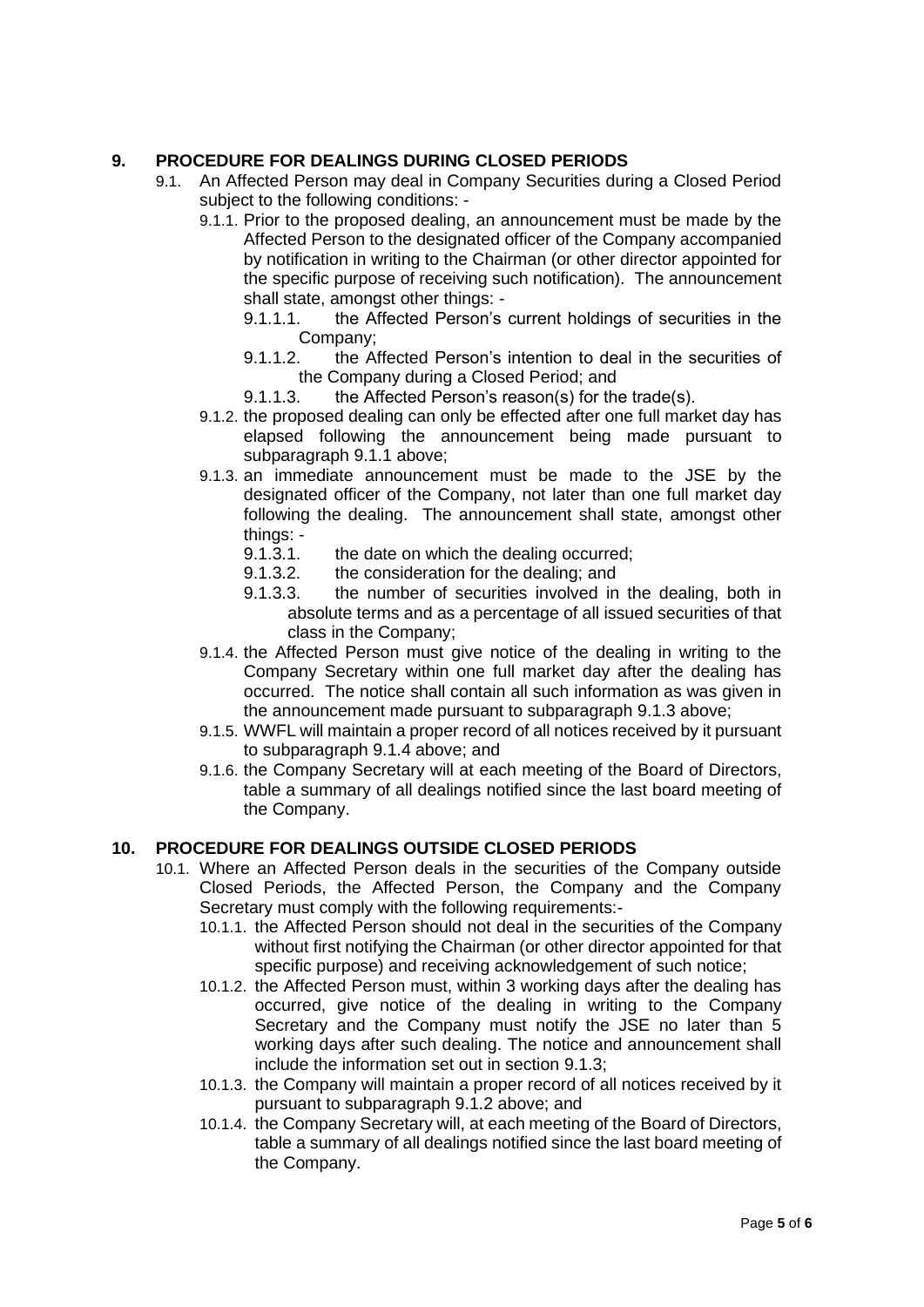## 9. PROCEDURE FOR DEALINGS DURING CLOSED PERIODS

9.1. An Affected Person may deal in Company Securities during a Closed Period subject to the following conditions: -

9.1.1. Prior to the proposed dealing, an announcement must be made by the Affected Person to the designated officer of the Company accompanied by notification in writing to the Chairman (or other director appointed for the specific purpose of receiving such notification). The announcement shall state, amongst other things: -

9.1.1.1. the Affected Person's current holdings of securities in the Company;

9.1.1.2. the Affected Person's intention to deal in the securities of the Company during a Closed Period; and

9.1.1.3. the Affected Person's reason(s) for the trade(s).

9.1.2. the proposed dealing can only be effected after one full market day has elapsed following the announcement being made pursuant to subparagraph 9.1.1 above;

9.1.3. an immediate announcement must be made to the JSE by the designated officer of the Company, not later than one full market day following the dealing. The announcement shall state, amongst other things: -

9.1.3.1. the date on which the dealing occurred;

9.1.3.2. the consideration for the dealing; and

9.1.3.3. the number of securities involved in the dealing, both in absolute terms and as a percentage of all issued securities of that class in the Company;

9.1.4. the Affected Person must give notice of the dealing in writing to the Company Secretary within one full market day after the dealing has occurred. The notice shall contain all such information as was given in the announcement made pursuant to subparagraph 9.1.3 above;

9.1.5. WWFL will maintain a proper record of all notices received by it pursuant to subparagraph 9.1.4 above; and

9.1.6. the Company Secretary will at each meeting of the Board of Directors, table a summary of all dealings notified since the last board meeting of the Company.

## 10. PROCEDURE FOR DEALINGS OUTSIDE CLOSED PERIODS

10.1. Where an Affected Person deals in the securities of the Company outside Closed Periods, the Affected Person, the Company and the Company Secretary must comply with the following requirements:-

10.1.1. the Affected Person should not deal in the securities of the Company without first notifying the Chairman (or other director appointed for that specific purpose) and receiving acknowledgement of such notice;

10.1.2. the Affected Person must, within 3 working days after the dealing has occurred, give notice of the dealing in writing to the Company Secretary and the Company must notify the JSE no later than 5 working days after such dealing. The notice and announcement shall include the information set out in section 9.1.3;

10.1.3. the Company will maintain a proper record of all notices received by it pursuant to subparagraph 9.1.2 above; and

10.1.4. the Company Secretary will, at each meeting of the Board of Directors, table a summary of all dealings notified since the last board meeting of the Company.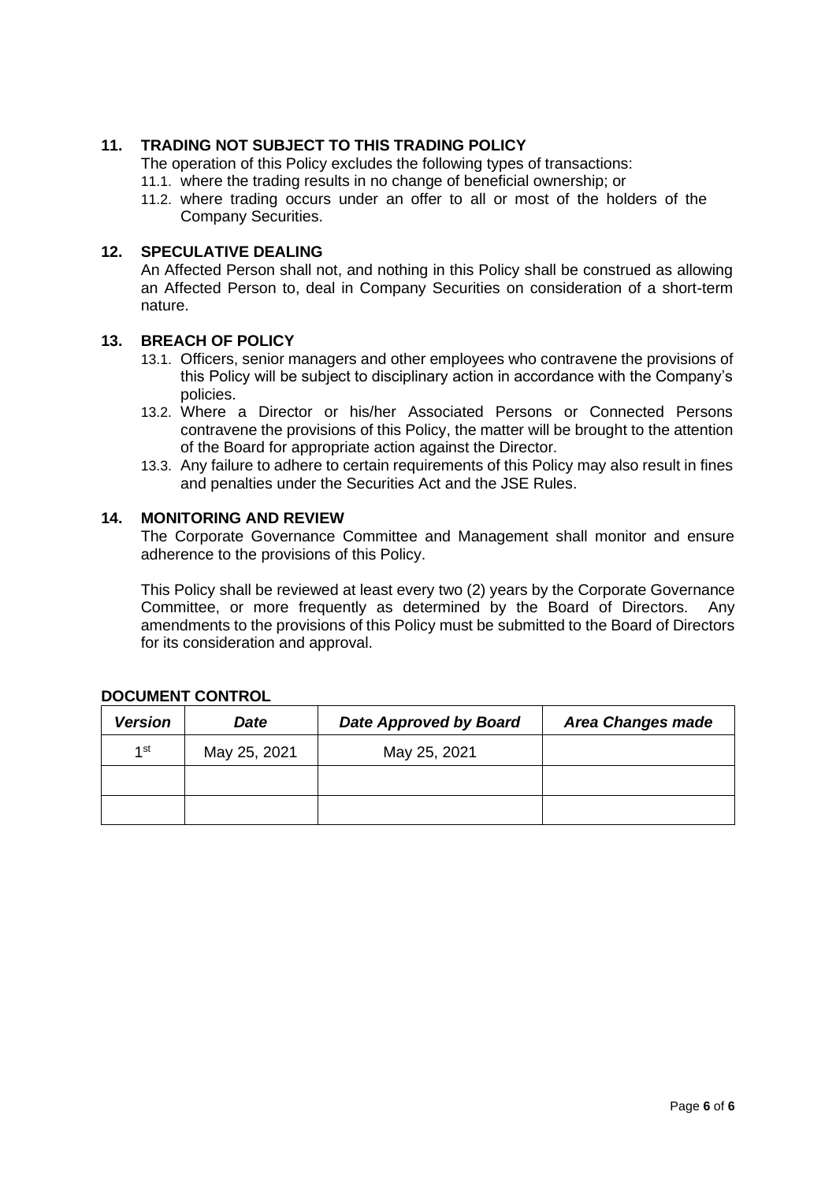## 11. TRADING NOT SUBJECT TO THIS TRADING POLICY

The operation of this Policy excludes the following types of transactions:

11.1. where the trading results in no change of beneficial ownership; or

11.2. where trading occurs under an offer to all or most of the holders of the Company Securities.

## 12. SPECULATIVE DEALING

An Affected Person shall not, and nothing in this Policy shall be construed as allowing an Affected Person to, deal in Company Securities on consideration of a short-term nature.

## 13. BREACH OF POLICY

13.1. Officers, senior managers and other employees who contravene the provisions of this Policy will be subject to disciplinary action in accordance with the Company's policies.

13.2. Where a Director or his/her Associated Persons or Connected Persons contravene the provisions of this Policy, the matter will be brought to the attention of the Board for appropriate action against the Director.

13.3. Any failure to adhere to certain requirements of this Policy may also result in fines and penalties under the Securities Act and the JSE Rules.

## 14. MONITORING AND REVIEW

The Corporate Governance Committee and Management shall monitor and ensure adherence to the provisions of this Policy.

This Policy shall be reviewed at least every two (2) years by the Corporate Governance Committee, or more frequently as determined by the Board of Directors. Any amendments to the provisions of this Policy must be submitted to the Board of Directors for its consideration and approval.

**DOCUMENT CONTROL**

| *Version* | *Date* | *Date Approved by Board* | *Area Changes made* |
|---|---|---|---|
| 1st | May 25, 2021 | May 25, 2021 | |
| | | | |
| | | | |